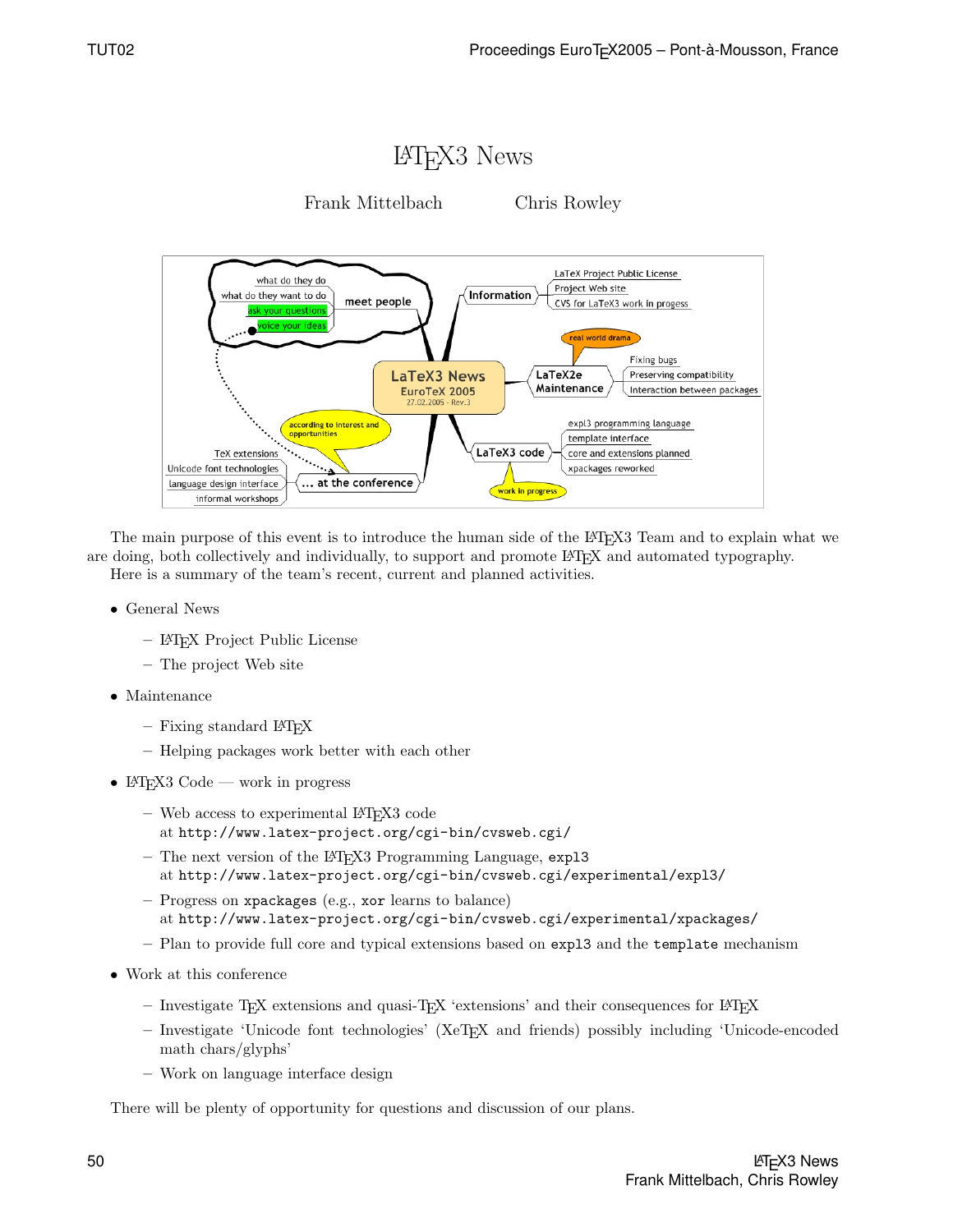# LaTeX3 News

Frank Mittelbach Chris Rowley

The main purpose of this event is to introduce the human side of the LaTeX3 Team and to explain what we are doing, both collectively and individually, to support and promote LaTeX and automated typography.

Here is a summary of the team's recent, current and planned activities.

- General News
  - LaTeX Project Public License
  - The project Web site
- Maintenance
  - Fixing standard LaTeX
  - Helping packages work better with each other
- LaTeX3 Code — work in progress
  - Web access to experimental LaTeX3 code at `http://www.latex-project.org/cgi-bin/cvsweb.cgi/`
  - The next version of the LaTeX3 Programming Language, `expl3` at `http://www.latex-project.org/cgi-bin/cvsweb.cgi/experimental/expl3/`
  - Progress on `xpackages` (e.g., `xor` learns to balance) at `http://www.latex-project.org/cgi-bin/cvsweb.cgi/experimental/xpackages/`
  - Plan to provide full core and typical extensions based on `expl3` and the `template` mechanism
- Work at this conference
  - Investigate TeX extensions and quasi-TeX 'extensions' and their consequences for LaTeX
  - Investigate 'Unicode font technologies' (XeTeX and friends) possibly including 'Unicode-encoded math chars/glyphs'
  - Work on language interface design

There will be plenty of opportunity for questions and discussion of our plans.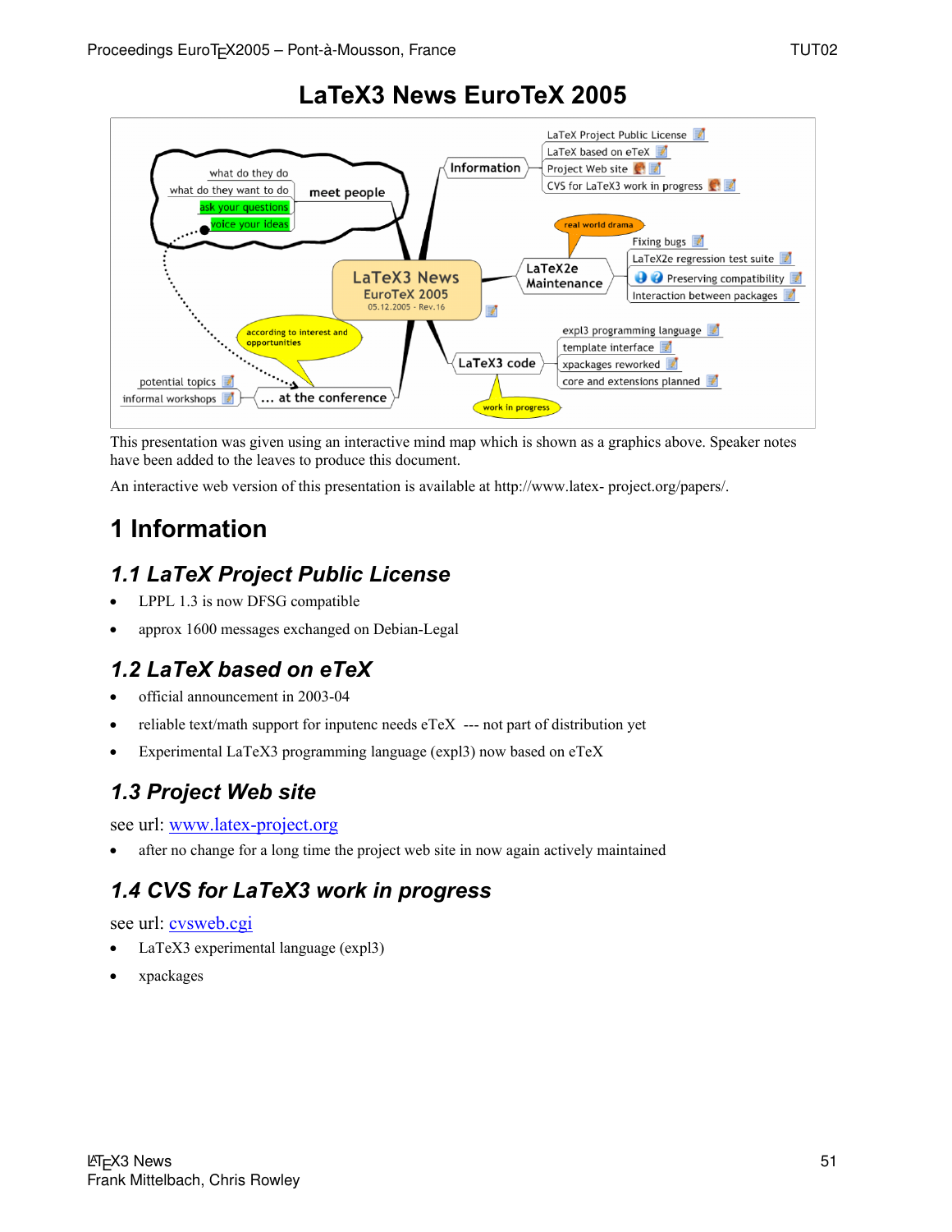# LaTeX3 News EuroTeX 2005

This presentation was given using an interactive mind map which is shown as a graphics above. Speaker notes have been added to the leaves to produce this document.

An interactive web version of this presentation is available at http://www.latex- project.org/papers/.

## 1 Information

### 1.1 LaTeX Project Public License

- LPPL 1.3 is now DFSG compatible
- approx 1600 messages exchanged on Debian-Legal

### 1.2 LaTeX based on eTeX

- official announcement in 2003-04
- reliable text/math support for inputenc needs eTeX --- not part of distribution yet
- Experimental LaTeX3 programming language (expl3) now based on eTeX

### 1.3 Project Web site

see url: www.latex-project.org

- after no change for a long time the project web site in now again actively maintained

### 1.4 CVS for LaTeX3 work in progress

see url: cvsweb.cgi

- LaTeX3 experimental language (expl3)
- xpackages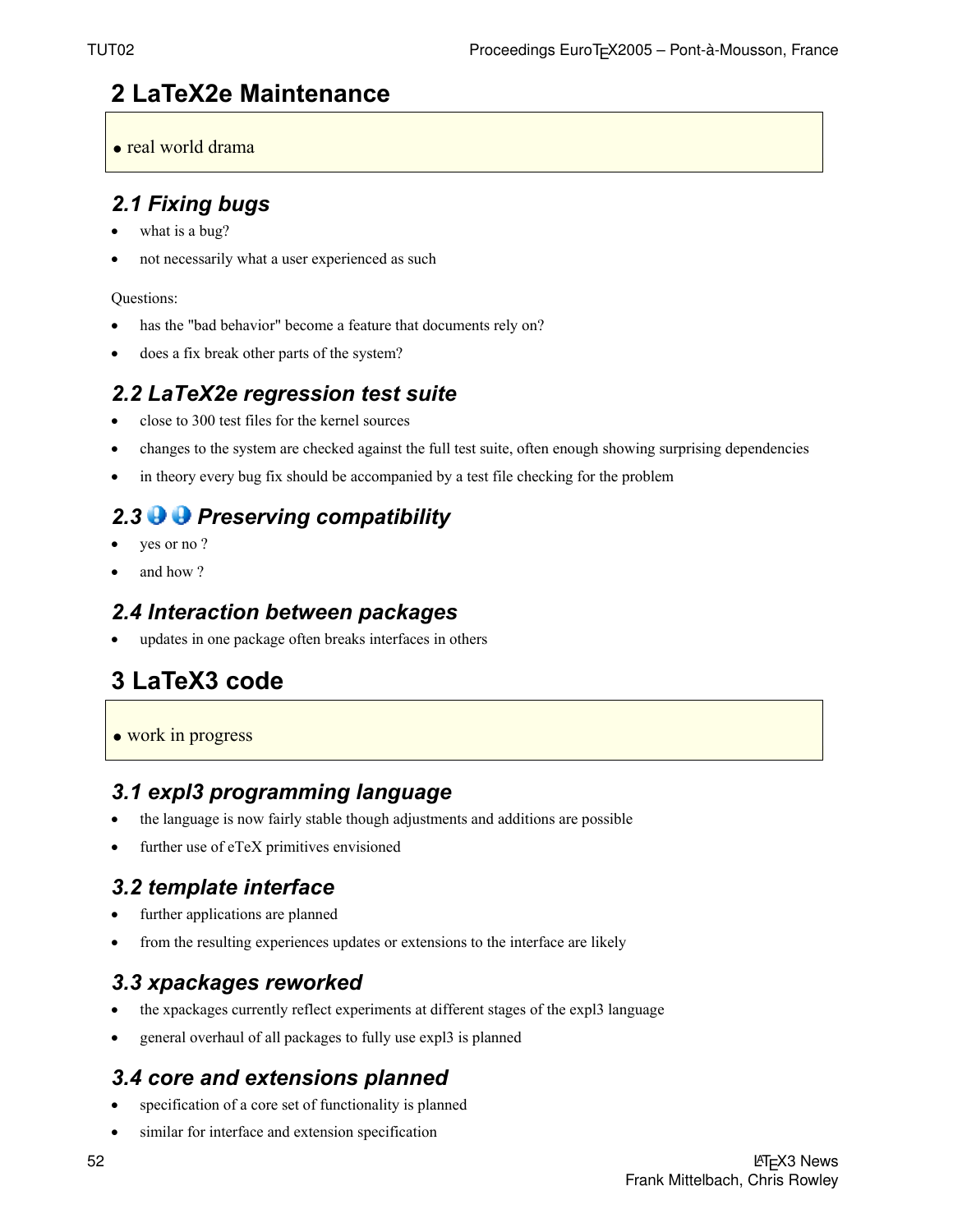# 2 LaTeX2e Maintenance

- real world drama

## 2.1 Fixing bugs

- what is a bug?
- not necessarily what a user experienced as such

Questions:

- has the "bad behavior" become a feature that documents rely on?
- does a fix break other parts of the system?

## 2.2 LaTeX2e regression test suite

- close to 300 test files for the kernel sources
- changes to the system are checked against the full test suite, often enough showing surprising dependencies
- in theory every bug fix should be accompanied by a test file checking for the problem

## 2.3 Preserving compatibility

- yes or no ?
- and how ?

## 2.4 Interaction between packages

- updates in one package often breaks interfaces in others

# 3 LaTeX3 code

- work in progress

## 3.1 expl3 programming language

- the language is now fairly stable though adjustments and additions are possible
- further use of eTeX primitives envisioned

## 3.2 template interface

- further applications are planned
- from the resulting experiences updates or extensions to the interface are likely

## 3.3 xpackages reworked

- the xpackages currently reflect experiments at different stages of the expl3 language
- general overhaul of all packages to fully use expl3 is planned

## 3.4 core and extensions planned

- specification of a core set of functionality is planned
- similar for interface and extension specification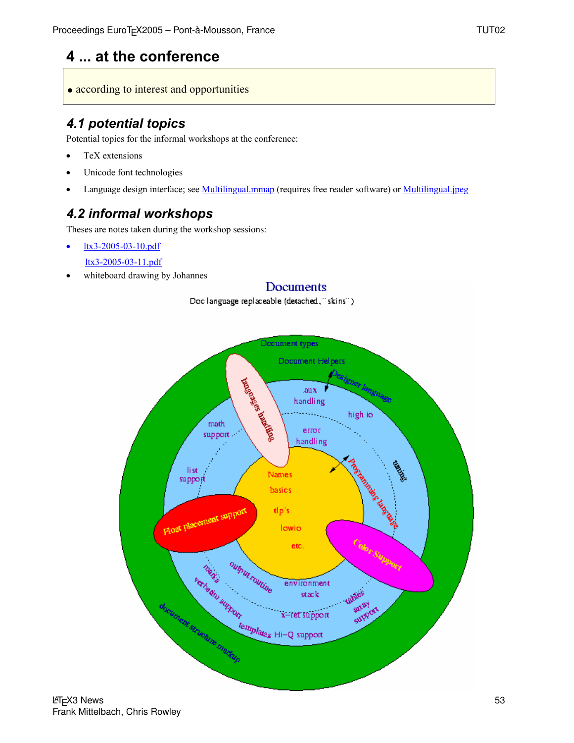# 4 ... at the conference

- according to interest and opportunities

## 4.1 potential topics

Potential topics for the informal workshops at the conference:

- TeX extensions
- Unicode font technologies
- Language design interface; see Multilingual.mmap (requires free reader software) or Multilingual.jpeg

## 4.2 informal workshops

Theses are notes taken during the workshop sessions:

- ltx3-2005-03-10.pdf
  ltx3-2005-03-11.pdf
- whiteboard drawing by Johannes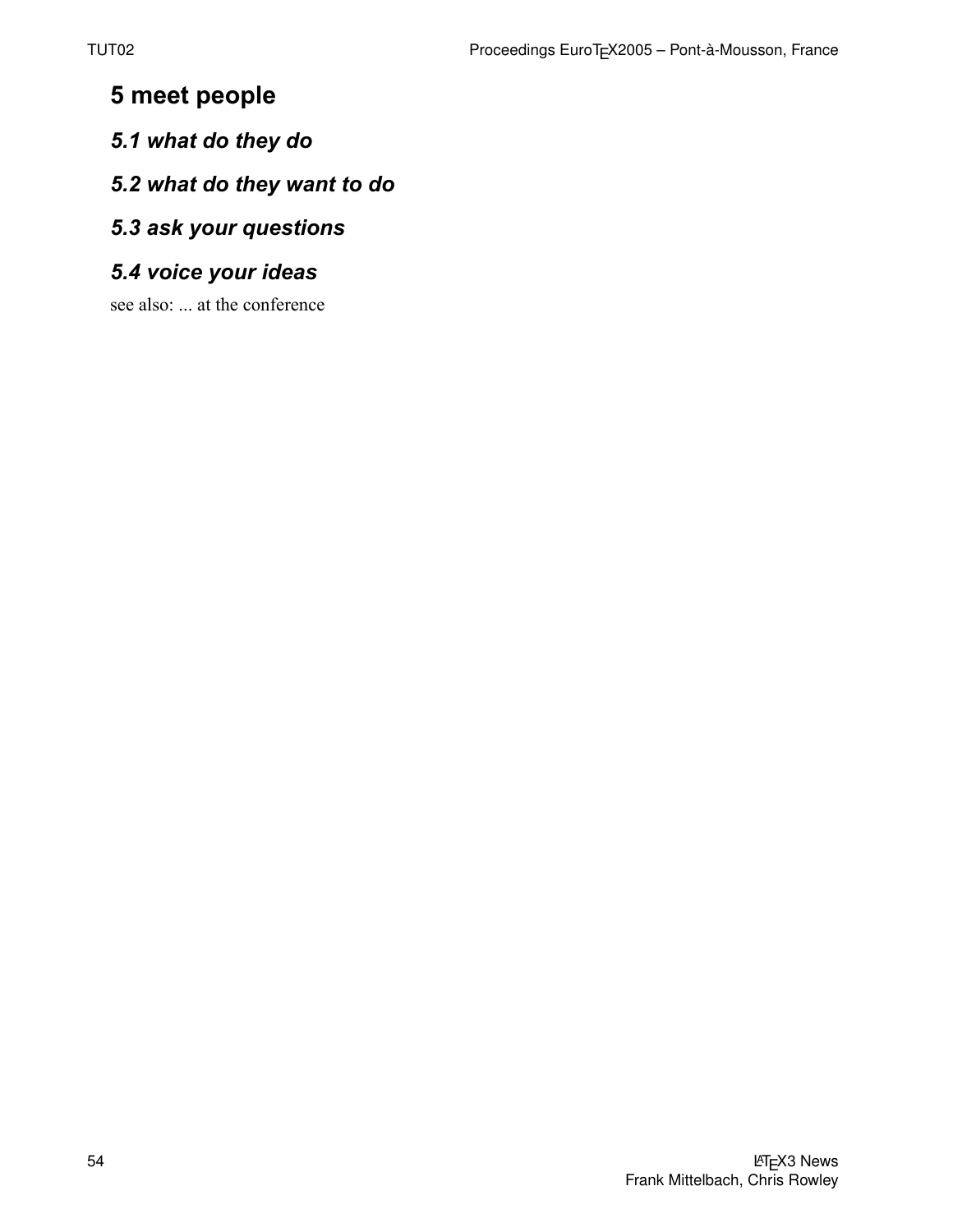# 5 meet people

## 5.1 what do they do

## 5.2 what do they want to do

## 5.3 ask your questions

## 5.4 voice your ideas

see also: ... at the conference